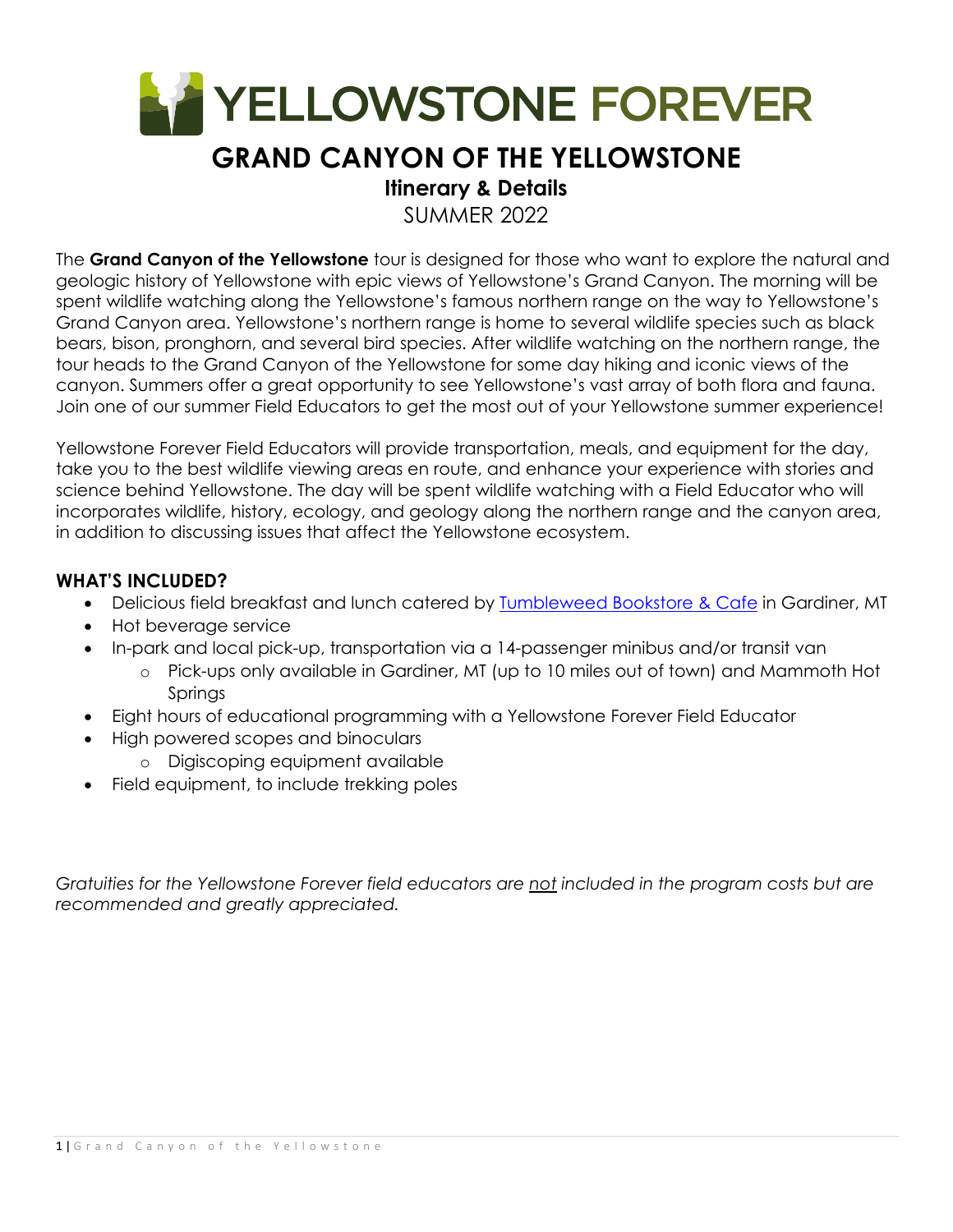# YELLOWSTONE FOREVER

## GRAND CANYON OF THE YELLOWSTONE

### Itinerary & Details

SUMMER 2022

The **Grand Canyon of the Yellowstone** tour is designed for those who want to explore the natural and geologic history of Yellowstone with epic views of Yellowstone's Grand Canyon. The morning will be spent wildlife watching along the Yellowstone's famous northern range on the way to Yellowstone's Grand Canyon area. Yellowstone's northern range is home to several wildlife species such as black bears, bison, pronghorn, and several bird species. After wildlife watching on the northern range, the tour heads to the Grand Canyon of the Yellowstone for some day hiking and iconic views of the canyon. Summers offer a great opportunity to see Yellowstone's vast array of both flora and fauna. Join one of our summer Field Educators to get the most out of your Yellowstone summer experience!

Yellowstone Forever Field Educators will provide transportation, meals, and equipment for the day, take you to the best wildlife viewing areas en route, and enhance your experience with stories and science behind Yellowstone. The day will be spent wildlife watching with a Field Educator who will incorporates wildlife, history, ecology, and geology along the northern range and the canyon area, in addition to discussing issues that affect the Yellowstone ecosystem.

### WHAT'S INCLUDED?

- Delicious field breakfast and lunch catered by Tumbleweed Bookstore & Cafe in Gardiner, MT
- Hot beverage service
- In-park and local pick-up, transportation via a 14-passenger minibus and/or transit van
    - Pick-ups only available in Gardiner, MT (up to 10 miles out of town) and Mammoth Hot Springs
- Eight hours of educational programming with a Yellowstone Forever Field Educator
- High powered scopes and binoculars
    - Digiscoping equipment available
- Field equipment, to include trekking poles

*Gratuities for the Yellowstone Forever field educators are not included in the program costs but are recommended and greatly appreciated.*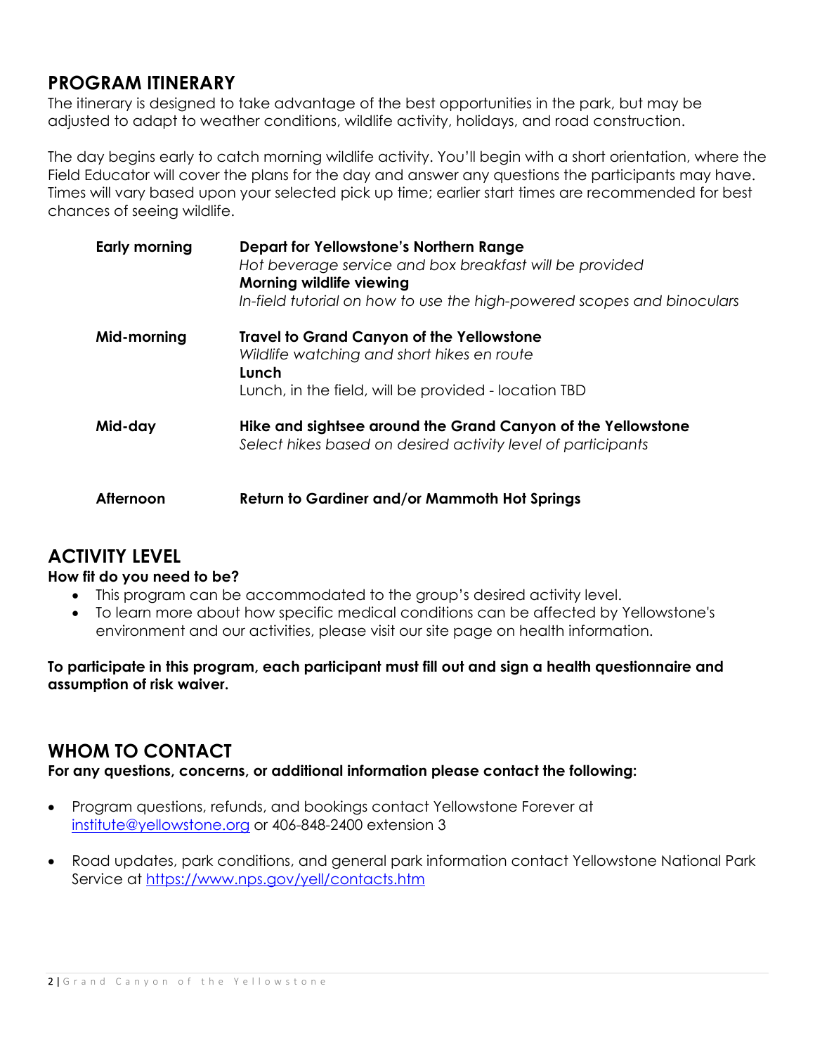## PROGRAM ITINERARY

The itinerary is designed to take advantage of the best opportunities in the park, but may be adjusted to adapt to weather conditions, wildlife activity, holidays, and road construction.

The day begins early to catch morning wildlife activity. You'll begin with a short orientation, where the Field Educator will cover the plans for the day and answer any questions the participants may have. Times will vary based upon your selected pick up time; earlier start times are recommended for best chances of seeing wildlife.

| | |
|---|---|
| **Early morning** | **Depart for Yellowstone's Northern Range**<br>*Hot beverage service and box breakfast will be provided*<br>**Morning wildlife viewing**<br>*In-field tutorial on how to use the high-powered scopes and binoculars* |
| **Mid-morning** | **Travel to Grand Canyon of the Yellowstone**<br>*Wildlife watching and short hikes en route*<br>**Lunch**<br>Lunch, in the field, will be provided - location TBD |
| **Mid-day** | **Hike and sightsee around the Grand Canyon of the Yellowstone**<br>*Select hikes based on desired activity level of participants* |
| **Afternoon** | **Return to Gardiner and/or Mammoth Hot Springs** |

## ACTIVITY LEVEL

**How fit do you need to be?**

- This program can be accommodated to the group's desired activity level.
- To learn more about how specific medical conditions can be affected by Yellowstone's environment and our activities, please visit our site page on health information.

**To participate in this program, each participant must fill out and sign a health questionnaire and assumption of risk waiver.**

## WHOM TO CONTACT

**For any questions, concerns, or additional information please contact the following:**

- Program questions, refunds, and bookings contact Yellowstone Forever at [institute@yellowstone.org](mailto:institute@yellowstone.org) or 406-848-2400 extension 3
- Road updates, park conditions, and general park information contact Yellowstone National Park Service at [https://www.nps.gov/yell/contacts.htm](https://www.nps.gov/yell/contacts.htm)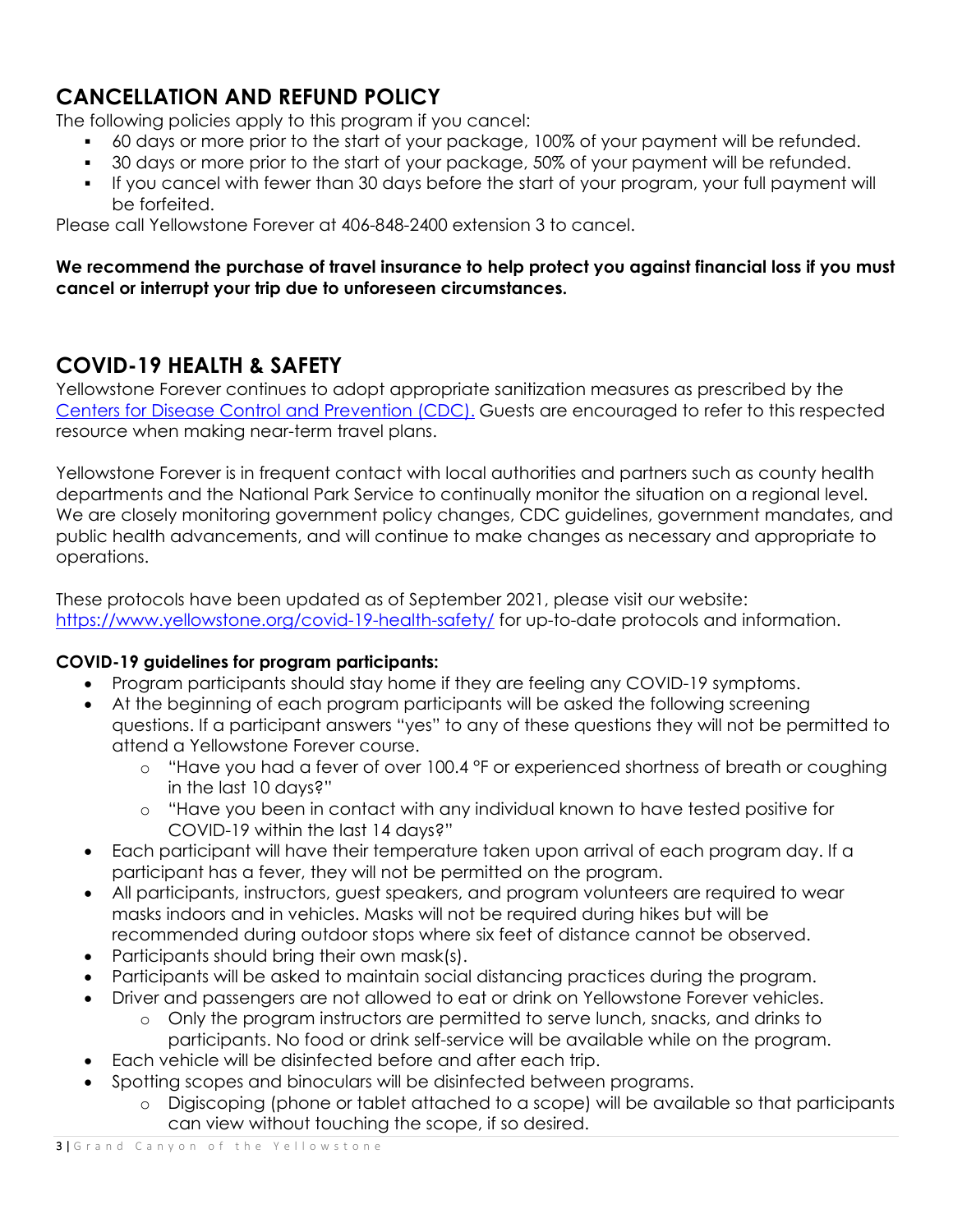## CANCELLATION AND REFUND POLICY

The following policies apply to this program if you cancel:

- 60 days or more prior to the start of your package, 100% of your payment will be refunded.
- 30 days or more prior to the start of your package, 50% of your payment will be refunded.
- If you cancel with fewer than 30 days before the start of your program, your full payment will be forfeited.

Please call Yellowstone Forever at 406-848-2400 extension 3 to cancel.

**We recommend the purchase of travel insurance to help protect you against financial loss if you must cancel or interrupt your trip due to unforeseen circumstances.**

## COVID-19 HEALTH & SAFETY

Yellowstone Forever continues to adopt appropriate sanitization measures as prescribed by the [Centers for Disease Control and Prevention (CDC).](https://www.cdc.gov) Guests are encouraged to refer to this respected resource when making near-term travel plans.

Yellowstone Forever is in frequent contact with local authorities and partners such as county health departments and the National Park Service to continually monitor the situation on a regional level. We are closely monitoring government policy changes, CDC guidelines, government mandates, and public health advancements, and will continue to make changes as necessary and appropriate to operations.

These protocols have been updated as of September 2021, please visit our website: [https://www.yellowstone.org/covid-19-health-safety/](https://www.yellowstone.org/covid-19-health-safety/) for up-to-date protocols and information.

**COVID-19 guidelines for program participants:**

- Program participants should stay home if they are feeling any COVID-19 symptoms.
- At the beginning of each program participants will be asked the following screening questions. If a participant answers "yes" to any of these questions they will not be permitted to attend a Yellowstone Forever course.
  - "Have you had a fever of over 100.4 °F or experienced shortness of breath or coughing in the last 10 days?"
  - "Have you been in contact with any individual known to have tested positive for COVID-19 within the last 14 days?"
- Each participant will have their temperature taken upon arrival of each program day. If a participant has a fever, they will not be permitted on the program.
- All participants, instructors, guest speakers, and program volunteers are required to wear masks indoors and in vehicles. Masks will not be required during hikes but will be recommended during outdoor stops where six feet of distance cannot be observed.
- Participants should bring their own mask(s).
- Participants will be asked to maintain social distancing practices during the program.
- Driver and passengers are not allowed to eat or drink on Yellowstone Forever vehicles.
  - Only the program instructors are permitted to serve lunch, snacks, and drinks to participants. No food or drink self-service will be available while on the program.
- Each vehicle will be disinfected before and after each trip.
- Spotting scopes and binoculars will be disinfected between programs.
  - Digiscoping (phone or tablet attached to a scope) will be available so that participants can view without touching the scope, if so desired.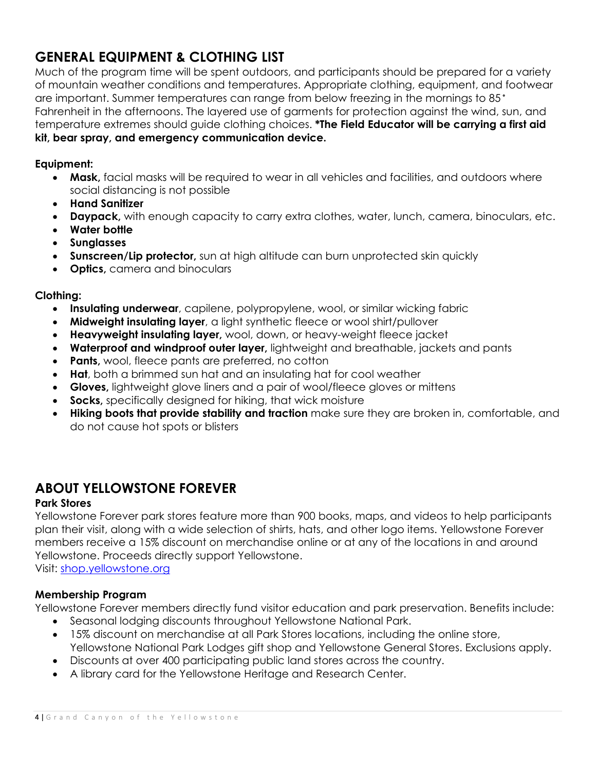## GENERAL EQUIPMENT & CLOTHING LIST

Much of the program time will be spent outdoors, and participants should be prepared for a variety of mountain weather conditions and temperatures. Appropriate clothing, equipment, and footwear are important. Summer temperatures can range from below freezing in the mornings to 85˚ Fahrenheit in the afternoons. The layered use of garments for protection against the wind, sun, and temperature extremes should guide clothing choices. **\*The Field Educator will be carrying a first aid kit, bear spray, and emergency communication device.**

**Equipment:**

- **Mask,** facial masks will be required to wear in all vehicles and facilities, and outdoors where social distancing is not possible
- **Hand Sanitizer**
- **Daypack,** with enough capacity to carry extra clothes, water, lunch, camera, binoculars, etc.
- **Water bottle**
- **Sunglasses**
- **Sunscreen/Lip protector,** sun at high altitude can burn unprotected skin quickly
- **Optics,** camera and binoculars

**Clothing:**

- **Insulating underwear**, capilene, polypropylene, wool, or similar wicking fabric
- **Midweight insulating layer**, a light synthetic fleece or wool shirt/pullover
- **Heavyweight insulating layer,** wool, down, or heavy-weight fleece jacket
- **Waterproof and windproof outer layer,** lightweight and breathable, jackets and pants
- **Pants,** wool, fleece pants are preferred, no cotton
- **Hat**, both a brimmed sun hat and an insulating hat for cool weather
- **Gloves,** lightweight glove liners and a pair of wool/fleece gloves or mittens
- **Socks,** specifically designed for hiking, that wick moisture
- **Hiking boots that provide stability and traction** make sure they are broken in, comfortable, and do not cause hot spots or blisters

## ABOUT YELLOWSTONE FOREVER

**Park Stores**

Yellowstone Forever park stores feature more than 900 books, maps, and videos to help participants plan their visit, along with a wide selection of shirts, hats, and other logo items. Yellowstone Forever members receive a 15% discount on merchandise online or at any of the locations in and around Yellowstone. Proceeds directly support Yellowstone.

Visit: shop.yellowstone.org

**Membership Program**

Yellowstone Forever members directly fund visitor education and park preservation. Benefits include:

- Seasonal lodging discounts throughout Yellowstone National Park.
- 15% discount on merchandise at all Park Stores locations, including the online store, Yellowstone National Park Lodges gift shop and Yellowstone General Stores. Exclusions apply.
- Discounts at over 400 participating public land stores across the country.
- A library card for the Yellowstone Heritage and Research Center.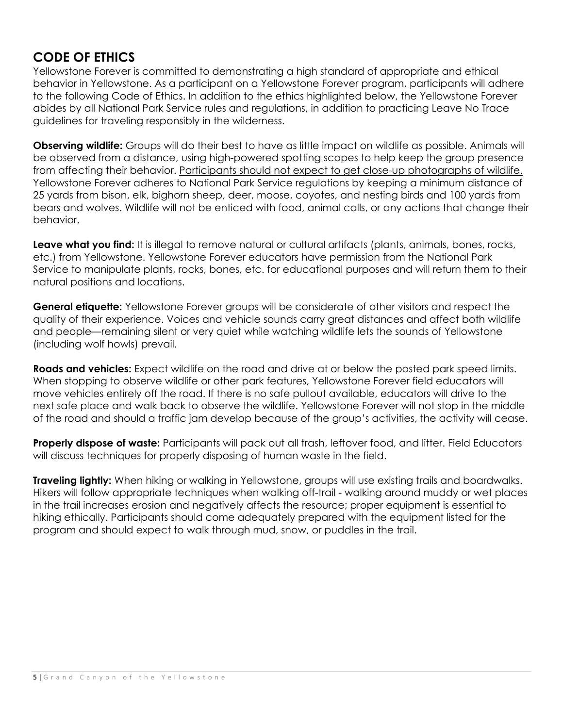## CODE OF ETHICS

Yellowstone Forever is committed to demonstrating a high standard of appropriate and ethical behavior in Yellowstone. As a participant on a Yellowstone Forever program, participants will adhere to the following Code of Ethics. In addition to the ethics highlighted below, the Yellowstone Forever abides by all National Park Service rules and regulations, in addition to practicing Leave No Trace guidelines for traveling responsibly in the wilderness.

**Observing wildlife:** Groups will do their best to have as little impact on wildlife as possible. Animals will be observed from a distance, using high-powered spotting scopes to help keep the group presence from affecting their behavior. <u>Participants should not expect to get close-up photographs of wildlife.</u> Yellowstone Forever adheres to National Park Service regulations by keeping a minimum distance of 25 yards from bison, elk, bighorn sheep, deer, moose, coyotes, and nesting birds and 100 yards from bears and wolves. Wildlife will not be enticed with food, animal calls, or any actions that change their behavior.

**Leave what you find:** It is illegal to remove natural or cultural artifacts (plants, animals, bones, rocks, etc.) from Yellowstone. Yellowstone Forever educators have permission from the National Park Service to manipulate plants, rocks, bones, etc. for educational purposes and will return them to their natural positions and locations.

**General etiquette:** Yellowstone Forever groups will be considerate of other visitors and respect the quality of their experience. Voices and vehicle sounds carry great distances and affect both wildlife and people—remaining silent or very quiet while watching wildlife lets the sounds of Yellowstone (including wolf howls) prevail.

**Roads and vehicles:** Expect wildlife on the road and drive at or below the posted park speed limits. When stopping to observe wildlife or other park features, Yellowstone Forever field educators will move vehicles entirely off the road. If there is no safe pullout available, educators will drive to the next safe place and walk back to observe the wildlife. Yellowstone Forever will not stop in the middle of the road and should a traffic jam develop because of the group's activities, the activity will cease.

**Properly dispose of waste:** Participants will pack out all trash, leftover food, and litter. Field Educators will discuss techniques for properly disposing of human waste in the field.

**Traveling lightly:** When hiking or walking in Yellowstone, groups will use existing trails and boardwalks. Hikers will follow appropriate techniques when walking off-trail - walking around muddy or wet places in the trail increases erosion and negatively affects the resource; proper equipment is essential to hiking ethically. Participants should come adequately prepared with the equipment listed for the program and should expect to walk through mud, snow, or puddles in the trail.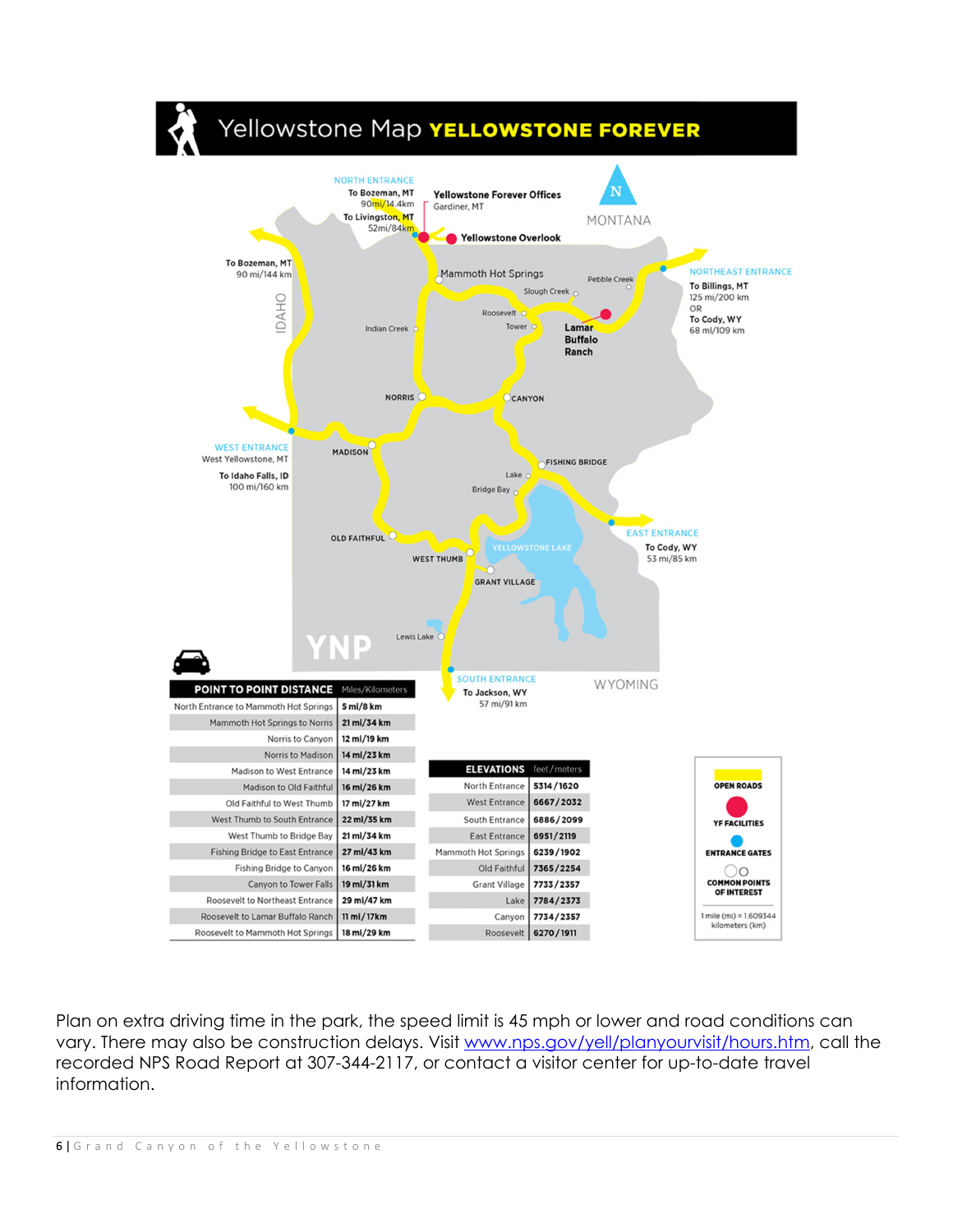# Yellowstone Map YELLOWSTONE FOREVER

NORTH ENTRANCE
To Bozeman, MT
90mi/14.4km
To Livingston, MT
52mi/84km

Yellowstone Forever Offices
Gardiner, MT

Yellowstone Overlook

MONTANA

To Bozeman, MT
90 mi/144 km

IDAHO

Mammoth Hot Springs
Pebble Creek
Slough Creek
Roosevelt
Tower
Indian Creek
Lamar Buffalo Ranch

NORTHEAST ENTRANCE
To Billings, MT
125 mi/200 km
OR
To Cody, WY
68 mi/109 km

NORRIS
CANYON
MADISON

WEST ENTRANCE
West Yellowstone, MT
To Idaho Falls, ID
100 mi/160 km

FISHING BRIDGE
Lake
Bridge Bay

EAST ENTRANCE
To Cody, WY
53 mi/85 km

OLD FAITHFUL
WEST THUMB
YELLOWSTONE LAKE
GRANT VILLAGE
Lewis Lake

YNP

SOUTH ENTRANCE
To Jackson, WY
57 mi/91 km

WYOMING

| POINT TO POINT DISTANCE | Miles/Kilometers |
|---|---|
| North Entrance to Mammoth Hot Springs | 5 mi/8 km |
| Mammoth Hot Springs to Norris | 21 mi/34 km |
| Norris to Canyon | 12 mi/19 km |
| Norris to Madison | 14 mi/23 km |
| Madison to West Entrance | 14 mi/23 km |
| Madison to Old Faithful | 16 mi/26 km |
| Old Faithful to West Thumb | 17 mi/27 km |
| West Thumb to South Entrance | 22 mi/35 km |
| West Thumb to Bridge Bay | 21 mi/34 km |
| Fishing Bridge to East Entrance | 27 mi/43 km |
| Fishing Bridge to Canyon | 16 mi/26 km |
| Canyon to Tower Falls | 19 mi/31 km |
| Roosevelt to Northeast Entrance | 29 mi/47 km |
| Roosevelt to Lamar Buffalo Ranch | 11 mi/17km |
| Roosevelt to Mammoth Hot Springs | 18 mi/29 km |

| ELEVATIONS | feet/meters |
|---|---|
| North Entrance | 5314/1620 |
| West Entrance | 6667/2032 |
| South Entrance | 6886/2099 |
| East Entrance | 6951/2119 |
| Mammoth Hot Springs | 6239/1902 |
| Old Faithful | 7365/2254 |
| Grant Village | 7733/2357 |
| Lake | 7784/2373 |
| Canyon | 7734/2357 |
| Roosevelt | 6270/1911 |

OPEN ROADS
YF FACILITIES
ENTRANCE GATES
COMMON POINTS OF INTEREST
1 mile (mi) = 1.609344 kilometers (km)

Plan on extra driving time in the park, the speed limit is 45 mph or lower and road conditions can vary. There may also be construction delays. Visit www.nps.gov/yell/planyourvisit/hours.htm, call the recorded NPS Road Report at 307-344-2117, or contact a visitor center for up-to-date travel information.